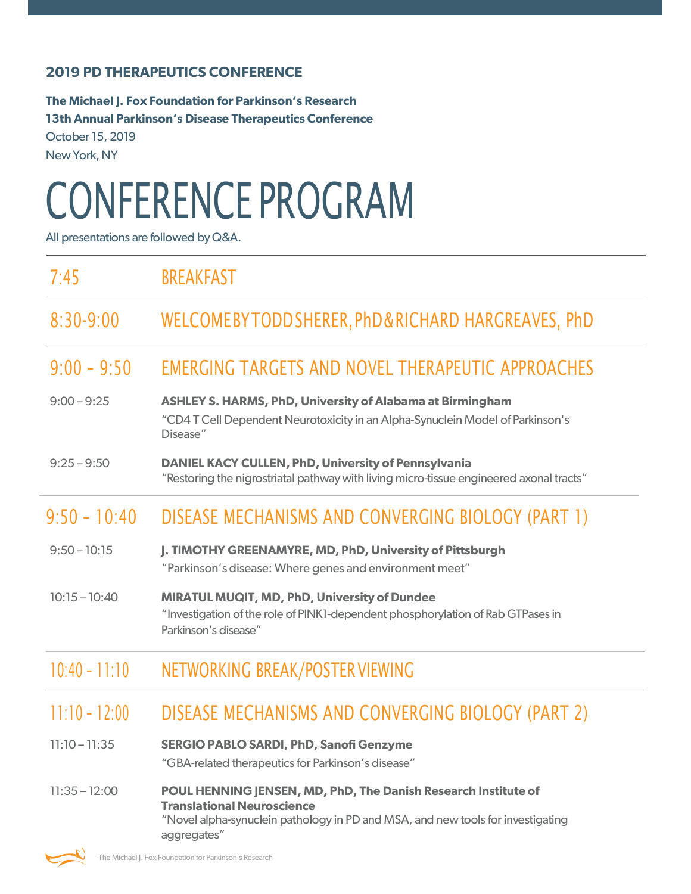**2019 PD THERAPEUTICS CONFERENCE**

**The Michael J. Fox Foundation for Parkinson's Research**
**13th Annual Parkinson's Disease Therapeutics Conference**
October 15, 2019
New York, NY

# CONFERENCE PROGRAM

All presentations are followed by Q&A.

## 7:45 BREAKFAST

## 8:30-9:00 WELCOME BY TODD SHERER, PhD & RICHARD HARGREAVES, PhD

## 9:00 - 9:50 EMERGING TARGETS AND NOVEL THERAPEUTIC APPROACHES

9:00 – 9:25 **ASHLEY S. HARMS, PhD, University of Alabama at Birmingham**
"CD4 T Cell Dependent Neurotoxicity in an Alpha-Synuclein Model of Parkinson's Disease"

9:25 – 9:50 **DANIEL KACY CULLEN, PhD, University of Pennsylvania**
"Restoring the nigrostriatal pathway with living micro-tissue engineered axonal tracts"

## 9:50 - 10:40 DISEASE MECHANISMS AND CONVERGING BIOLOGY (PART 1)

9:50 – 10:15 **J. TIMOTHY GREENAMYRE, MD, PhD, University of Pittsburgh**
"Parkinson's disease: Where genes and environment meet"

10:15 – 10:40 **MIRATUL MUQIT, MD, PhD, University of Dundee**
"Investigation of the role of PINK1-dependent phosphorylation of Rab GTPases in Parkinson's disease"

## 10:40 - 11:10 NETWORKING BREAK/POSTER VIEWING

## 11:10 - 12:00 DISEASE MECHANISMS AND CONVERGING BIOLOGY (PART 2)

11:10 – 11:35 **SERGIO PABLO SARDI, PhD, Sanofi Genzyme**
"GBA-related therapeutics for Parkinson's disease"

11:35 – 12:00 **POUL HENNING JENSEN, MD, PhD, The Danish Research Institute of Translational Neuroscience**
"Novel alpha-synuclein pathology in PD and MSA, and new tools for investigating aggregates"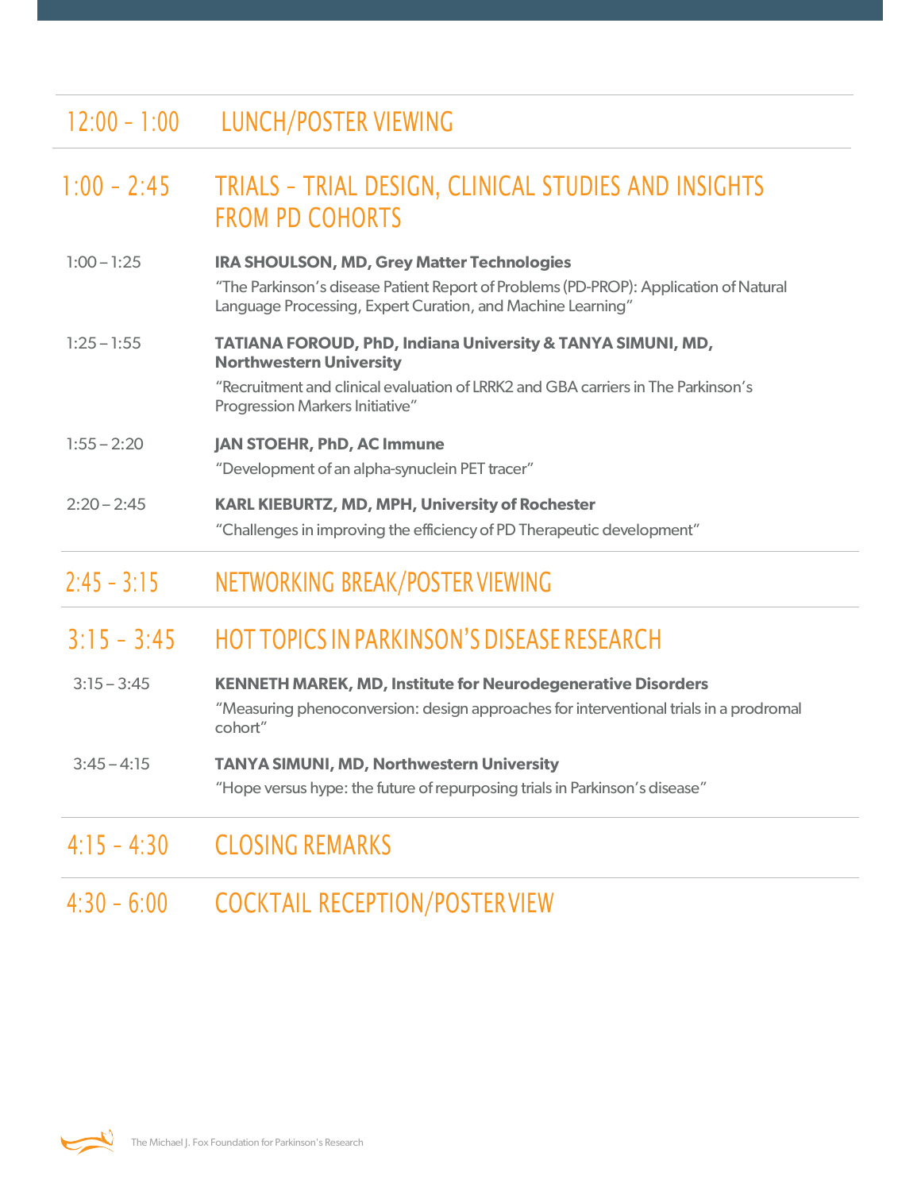## 12:00 – 1:00 LUNCH/POSTER VIEWING

## 1:00 – 2:45 TRIALS – TRIAL DESIGN, CLINICAL STUDIES AND INSIGHTS FROM PD COHORTS

1:00 – 1:25 **IRA SHOULSON, MD, Grey Matter Technologies**

"The Parkinson's disease Patient Report of Problems (PD-PROP): Application of Natural Language Processing, Expert Curation, and Machine Learning"

1:25 – 1:55 **TATIANA FOROUD, PhD, Indiana University & TANYA SIMUNI, MD, Northwestern University**

"Recruitment and clinical evaluation of LRRK2 and GBA carriers in The Parkinson's Progression Markers Initiative"

1:55 – 2:20 **JAN STOEHR, PhD, AC Immune**

"Development of an alpha-synuclein PET tracer"

2:20 – 2:45 **KARL KIEBURTZ, MD, MPH, University of Rochester**

"Challenges in improving the efficiency of PD Therapeutic development"

## 2:45 – 3:15 NETWORKING BREAK/POSTER VIEWING

## 3:15 – 3:45 HOT TOPICS IN PARKINSON'S DISEASE RESEARCH

3:15 – 3:45 **KENNETH MAREK, MD, Institute for Neurodegenerative Disorders**

"Measuring phenoconversion: design approaches for interventional trials in a prodromal cohort"

3:45 – 4:15 **TANYA SIMUNI, MD, Northwestern University**

"Hope versus hype: the future of repurposing trials in Parkinson's disease"

## 4:15 – 4:30 CLOSING REMARKS

## 4:30 – 6:00 COCKTAIL RECEPTION/POSTER VIEW